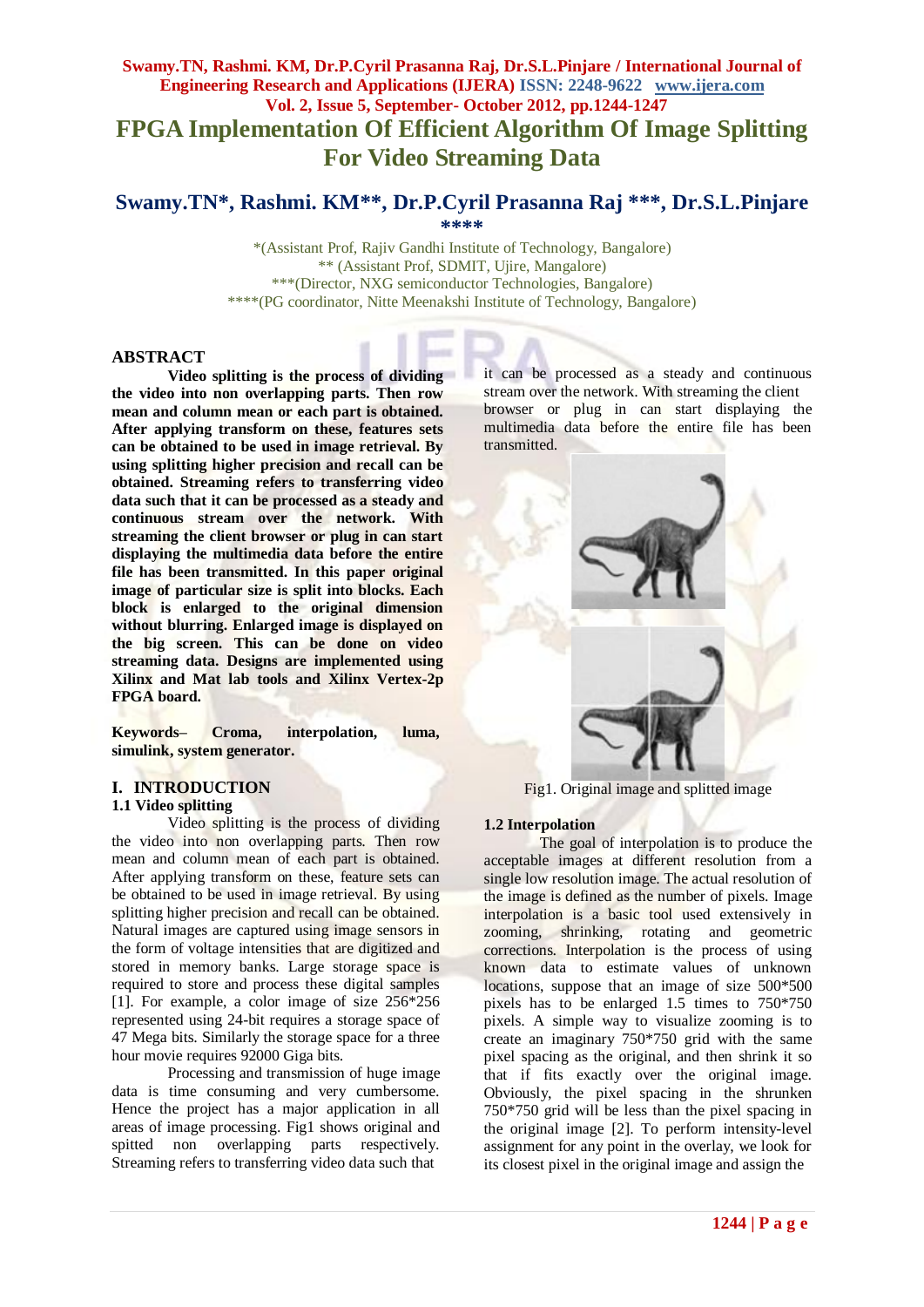# FPGA Implementation Of Efficient Algorithm Of Image Splitting For Video Streaming Data

## Swamy.TN*, Rashmi. KM**, Dr.P.Cyril Prasanna Raj ***, Dr.S.L.Pinjare ****

*(Assistant Prof, Rajiv Gandhi Institute of Technology, Bangalore)
** (Assistant Prof, SDMIT, Ujire, Mangalore)
***(Director, NXG semiconductor Technologies, Bangalore)
****(PG coordinator, Nitte Meenakshi Institute of Technology, Bangalore)

### ABSTRACT

**Video splitting is the process of dividing the video into non overlapping parts. Then row mean and column mean or each part is obtained. After applying transform on these, features sets can be obtained to be used in image retrieval. By using splitting higher precision and recall can be obtained. Streaming refers to transferring video data such that it can be processed as a steady and continuous stream over the network. With streaming the client browser or plug in can start displaying the multimedia data before the entire file has been transmitted. In this paper original image of particular size is split into blocks. Each block is enlarged to the original dimension without blurring. Enlarged image is displayed on the big screen. This can be done on video streaming data. Designs are implemented using Xilinx and Mat lab tools and Xilinx Vertex-2p FPGA board.**

**Keywords– Croma, interpolation, luma, simulink, system generator.**

## I. INTRODUCTION

### 1.1 Video splitting

Video splitting is the process of dividing the video into non overlapping parts. Then row mean and column mean of each part is obtained. After applying transform on these, feature sets can be obtained to be used in image retrieval. By using splitting higher precision and recall can be obtained. Natural images are captured using image sensors in the form of voltage intensities that are digitized and stored in memory banks. Large storage space is required to store and process these digital samples [1]. For example, a color image of size 256*256 represented using 24-bit requires a storage space of 47 Mega bits. Similarly the storage space for a three hour movie requires 92000 Giga bits.

Processing and transmission of huge image data is time consuming and very cumbersome. Hence the project has a major application in all areas of image processing. Fig1 shows original and spitted non overlapping parts respectively. Streaming refers to transferring video data such that it can be processed as a steady and continuous stream over the network. With streaming the client browser or plug in can start displaying the multimedia data before the entire file has been transmitted.

Fig1. Original image and splitted image

### 1.2 Interpolation

The goal of interpolation is to produce the acceptable images at different resolution from a single low resolution image. The actual resolution of the image is defined as the number of pixels. Image interpolation is a basic tool used extensively in zooming, shrinking, rotating and geometric corrections. Interpolation is the process of using known data to estimate values of unknown locations, suppose that an image of size 500*500 pixels has to be enlarged 1.5 times to 750*750 pixels. A simple way to visualize zooming is to create an imaginary 750*750 grid with the same pixel spacing as the original, and then shrink it so that if fits exactly over the original image. Obviously, the pixel spacing in the shrunken 750*750 grid will be less than the pixel spacing in the original image [2]. To perform intensity-level assignment for any point in the overlay, we look for its closest pixel in the original image and assign the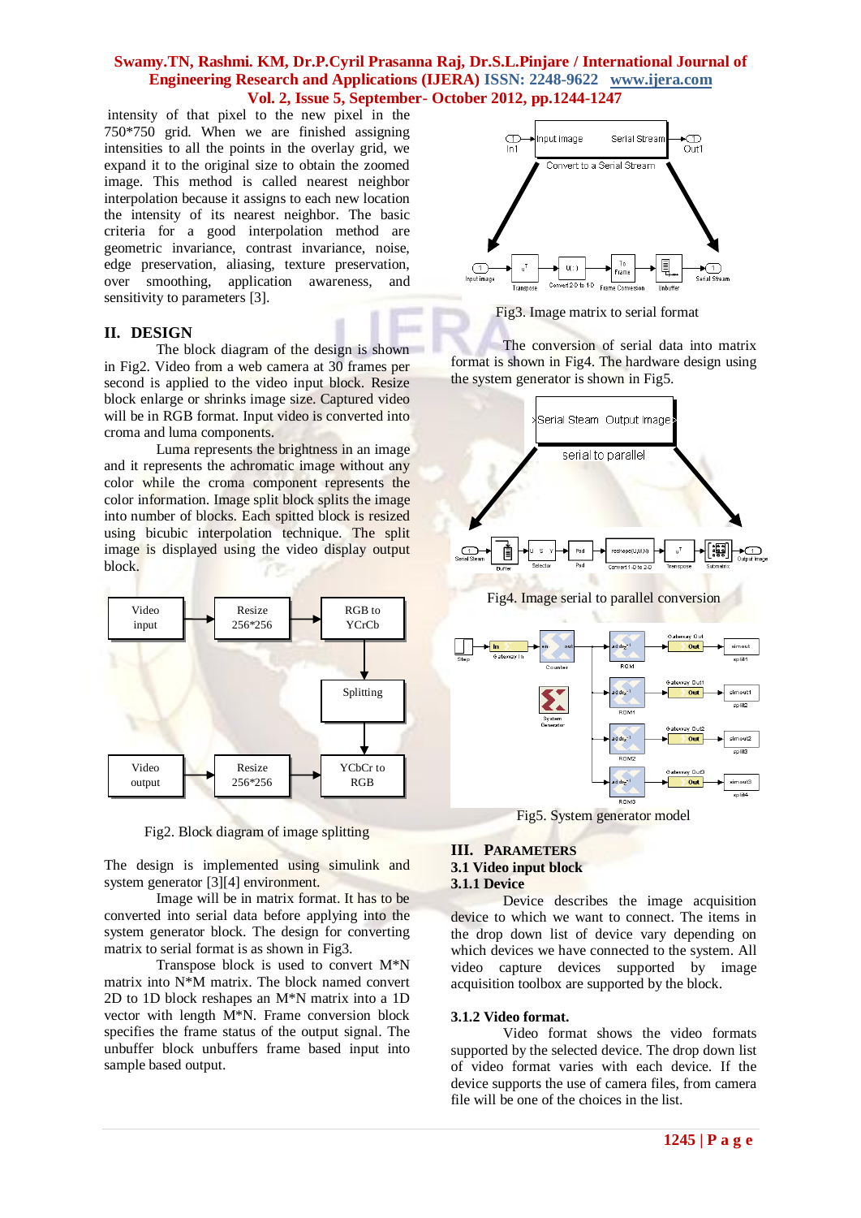intensity of that pixel to the new pixel in the 750*750 grid. When we are finished assigning intensities to all the points in the overlay grid, we expand it to the original size to obtain the zoomed image. This method is called nearest neighbor interpolation because it assigns to each new location the intensity of its nearest neighbor. The basic criteria for a good interpolation method are geometric invariance, contrast invariance, noise, edge preservation, aliasing, texture preservation, over smoothing, application awareness, and sensitivity to parameters [3].

## II. DESIGN

The block diagram of the design is shown in Fig2. Video from a web camera at 30 frames per second is applied to the video input block. Resize block enlarge or shrinks image size. Captured video will be in RGB format. Input video is converted into croma and luma components.

Luma represents the brightness in an image and it represents the achromatic image without any color while the croma component represents the color information. Image split block splits the image into number of blocks. Each spitted block is resized using bicubic interpolation technique. The split image is displayed using the video display output block.

Fig2. Block diagram of image splitting

The design is implemented using simulink and system generator [3][4] environment.

Image will be in matrix format. It has to be converted into serial data before applying into the system generator block. The design for converting matrix to serial format is as shown in Fig3.

Transpose block is used to convert M*N matrix into N*M matrix. The block named convert 2D to 1D block reshapes an M*N matrix into a 1D vector with length M*N. Frame conversion block specifies the frame status of the output signal. The unbuffer block unbuffers frame based input into sample based output.

Fig3. Image matrix to serial format

The conversion of serial data into matrix format is shown in Fig4. The hardware design using the system generator is shown in Fig5.

Fig4. Image serial to parallel conversion

Fig5. System generator model

## III. PARAMETERS

### 3.1 Video input block

### 3.1.1 Device

Device describes the image acquisition device to which we want to connect. The items in the drop down list of device vary depending on which devices we have connected to the system. All video capture devices supported by image acquisition toolbox are supported by the block.

### 3.1.2 Video format.

Video format shows the video formats supported by the selected device. The drop down list of video format varies with each device. If the device supports the use of camera files, from camera file will be one of the choices in the list.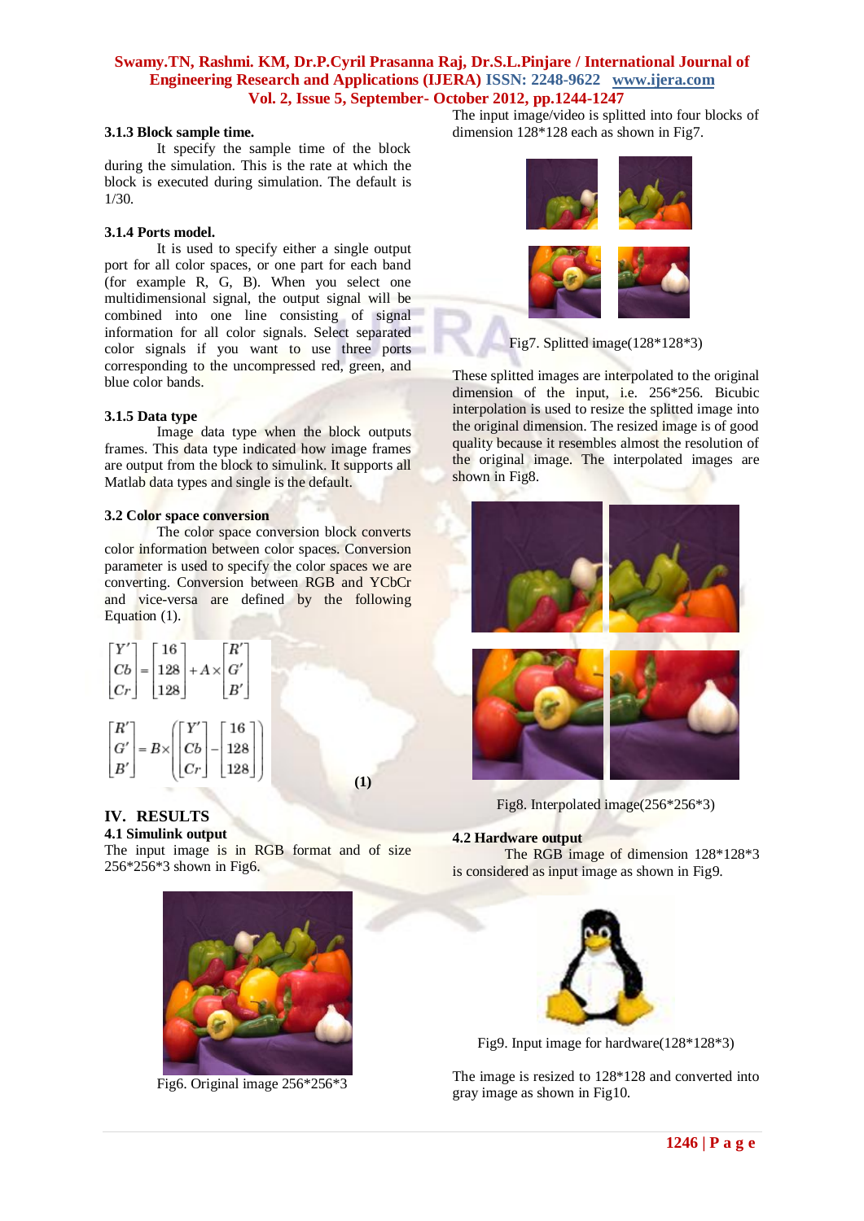### 3.1.3 Block sample time.

It specify the sample time of the block during the simulation. This is the rate at which the block is executed during simulation. The default is 1/30.

### 3.1.4 Ports model.

It is used to specify either a single output port for all color spaces, or one part for each band (for example R, G, B). When you select one multidimensional signal, the output signal will be combined into one line consisting of signal information for all color signals. Select separated color signals if you want to use three ports corresponding to the uncompressed red, green, and blue color bands.

### 3.1.5 Data type

Image data type when the block outputs frames. This data type indicated how image frames are output from the block to simulink. It supports all Matlab data types and single is the default.

### 3.2 Color space conversion

The color space conversion block converts color information between color spaces. Conversion parameter is used to specify the color spaces we are converting. Conversion between RGB and YCbCr and vice-versa are defined by the following Equation (1).

$$\begin{bmatrix} Y' \\ Cb \\ Cr \end{bmatrix} = \begin{bmatrix} 16 \\ 128 \\ 128 \end{bmatrix} + A \times \begin{bmatrix} R' \\ G' \\ B' \end{bmatrix}$$

$$\begin{bmatrix} R' \\ G' \\ B' \end{bmatrix} = B \times \left( \begin{bmatrix} Y' \\ Cb \\ Cr \end{bmatrix} - \begin{bmatrix} 16 \\ 128 \\ 128 \end{bmatrix} \right) \quad (1)$$

## IV. RESULTS

### 4.1 Simulink output

The input image is in RGB format and of size 256*256*3 shown in Fig6.

Fig6. Original image 256*256*3

The input image/video is splitted into four blocks of dimension 128*128 each as shown in Fig7.

Fig7. Splitted image(128*128*3)

These splitted images are interpolated to the original dimension of the input, i.e. 256*256. Bicubic interpolation is used to resize the splitted image into the original dimension. The resized image is of good quality because it resembles almost the resolution of the original image. The interpolated images are shown in Fig8.

Fig8. Interpolated image(256*256*3)

### 4.2 Hardware output

The RGB image of dimension 128*128*3 is considered as input image as shown in Fig9.

Fig9. Input image for hardware(128*128*3)

The image is resized to 128*128 and converted into gray image as shown in Fig10.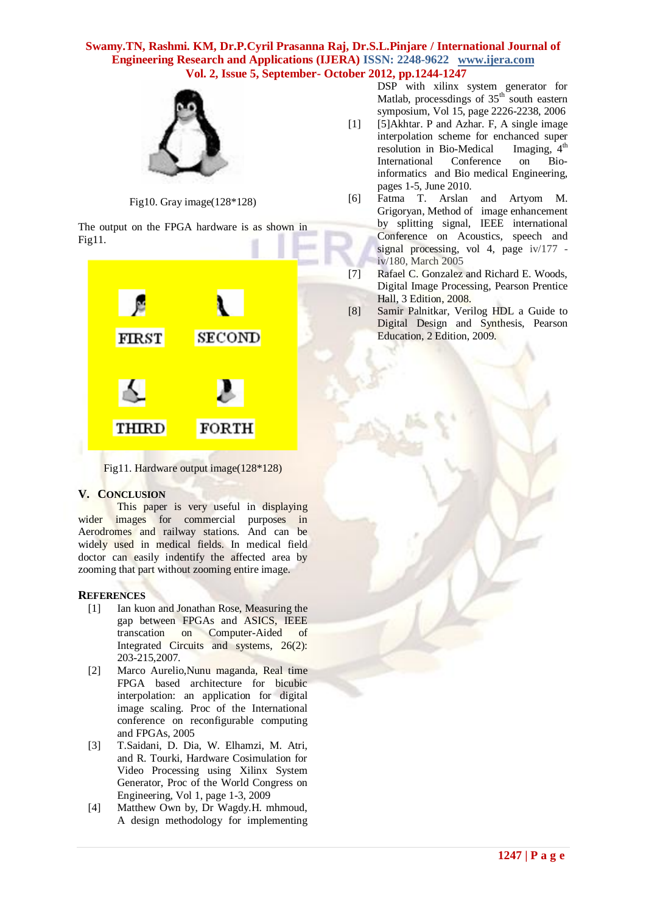Fig10. Gray image(128*128)

The output on the FPGA hardware is as shown in Fig11.

Fig11. Hardware output image(128*128)

## V. CONCLUSION

This paper is very useful in displaying wider images for commercial purposes in Aerodromes and railway stations. And can be widely used in medical fields. In medical field doctor can easily indentify the affected area by zooming that part without zooming entire image.

## REFERENCES

[1] Ian kuon and Jonathan Rose, Measuring the gap between FPGAs and ASICS, IEEE transcation on Computer-Aided of Integrated Circuits and systems, 26(2): 203-215,2007.

[2] Marco Aurelio,Nunu maganda, Real time FPGA based architecture for bicubic interpolation: an application for digital image scaling. Proc of the International conference on reconfigurable computing and FPGAs, 2005

[3] T.Saidani, D. Dia, W. Elhamzi, M. Atri, and R. Tourki, Hardware Cosimulation for Video Processing using Xilinx System Generator, Proc of the World Congress on Engineering, Vol 1, page 1-3, 2009

[4] Matthew Own by, Dr Wagdy.H. mhmoud, A design methodology for implementing DSP with xilinx system generator for Matlab, processdings of 35th south eastern symposium, Vol 15, page 2226-2238, 2006

[1] [5]Akhtar. P and Azhar. F, A single image interpolation scheme for enchanced super resolution in Bio-Medical Imaging, 4th International Conference on Bio-informatics and Bio medical Engineering, pages 1-5, June 2010.

[6] Fatma T. Arslan and Artyom M. Grigoryan, Method of image enhancement by splitting signal, IEEE international Conference on Acoustics, speech and signal processing, vol 4, page iv/177 - iv/180, March 2005

[7] Rafael C. Gonzalez and Richard E. Woods, Digital Image Processing, Pearson Prentice Hall, 3 Edition, 2008.

[8] Samir Palnitkar, Verilog HDL a Guide to Digital Design and Synthesis, Pearson Education, 2 Edition, 2009.